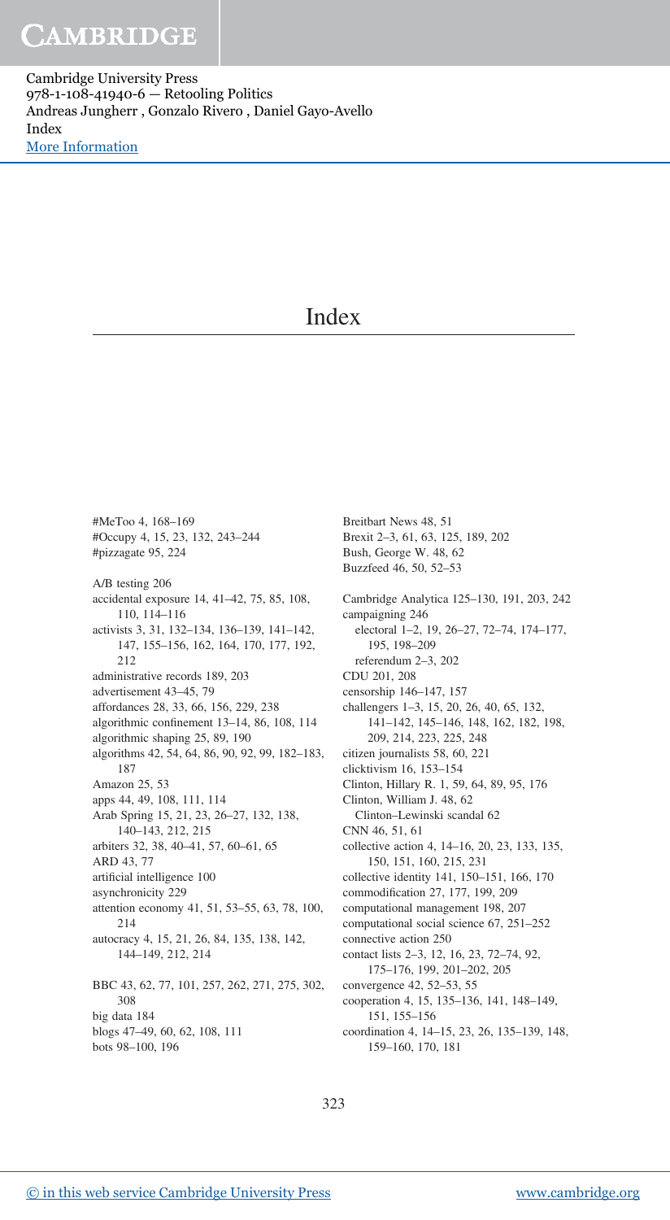# Index

#MeToo 4, 168–169
#Occupy 4, 15, 23, 132, 243–244
#pizzagate 95, 224

A/B testing 206
accidental exposure 14, 41–42, 75, 85, 108, 110, 114–116
activists 3, 31, 132–134, 136–139, 141–142, 147, 155–156, 162, 164, 170, 177, 192, 212
administrative records 189, 203
advertisement 43–45, 79
affordances 28, 33, 66, 156, 229, 238
algorithmic confinement 13–14, 86, 108, 114
algorithmic shaping 25, 89, 190
algorithms 42, 54, 64, 86, 90, 92, 99, 182–183, 187
Amazon 25, 53
apps 44, 49, 108, 111, 114
Arab Spring 15, 21, 23, 26–27, 132, 138, 140–143, 212, 215
arbiters 32, 38, 40–41, 57, 60–61, 65
ARD 43, 77
artificial intelligence 100
asynchronicity 229
attention economy 41, 51, 53–55, 63, 78, 100, 214
autocracy 4, 15, 21, 26, 84, 135, 138, 142, 144–149, 212, 214

BBC 43, 62, 77, 101, 257, 262, 271, 275, 302, 308
big data 184
blogs 47–49, 60, 62, 108, 111
bots 98–100, 196
Breitbart News 48, 51
Brexit 2–3, 61, 63, 125, 189, 202
Bush, George W. 48, 62
Buzzfeed 46, 50, 52–53

Cambridge Analytica 125–130, 191, 203, 242
campaigning 246
  electoral 1–2, 19, 26–27, 72–74, 174–177, 195, 198–209
  referendum 2–3, 202
CDU 201, 208
censorship 146–147, 157
challengers 1–3, 15, 20, 26, 40, 65, 132, 141–142, 145–146, 148, 162, 182, 198, 209, 214, 223, 225, 248
citizen journalists 58, 60, 221
clicktivism 16, 153–154
Clinton, Hillary R. 1, 59, 64, 89, 95, 176
Clinton, William J. 48, 62
  Clinton–Lewinski scandal 62
CNN 46, 51, 61
collective action 4, 14–16, 20, 23, 133, 135, 150, 151, 160, 215, 231
collective identity 141, 150–151, 166, 170
commodification 27, 177, 199, 209
computational management 198, 207
computational social science 67, 251–252
connective action 250
contact lists 2–3, 12, 16, 23, 72–74, 92, 175–176, 199, 201–202, 205
convergence 42, 52–53, 55
cooperation 4, 15, 135–136, 141, 148–149, 151, 155–156
coordination 4, 14–15, 23, 26, 135–139, 148, 159–160, 170, 181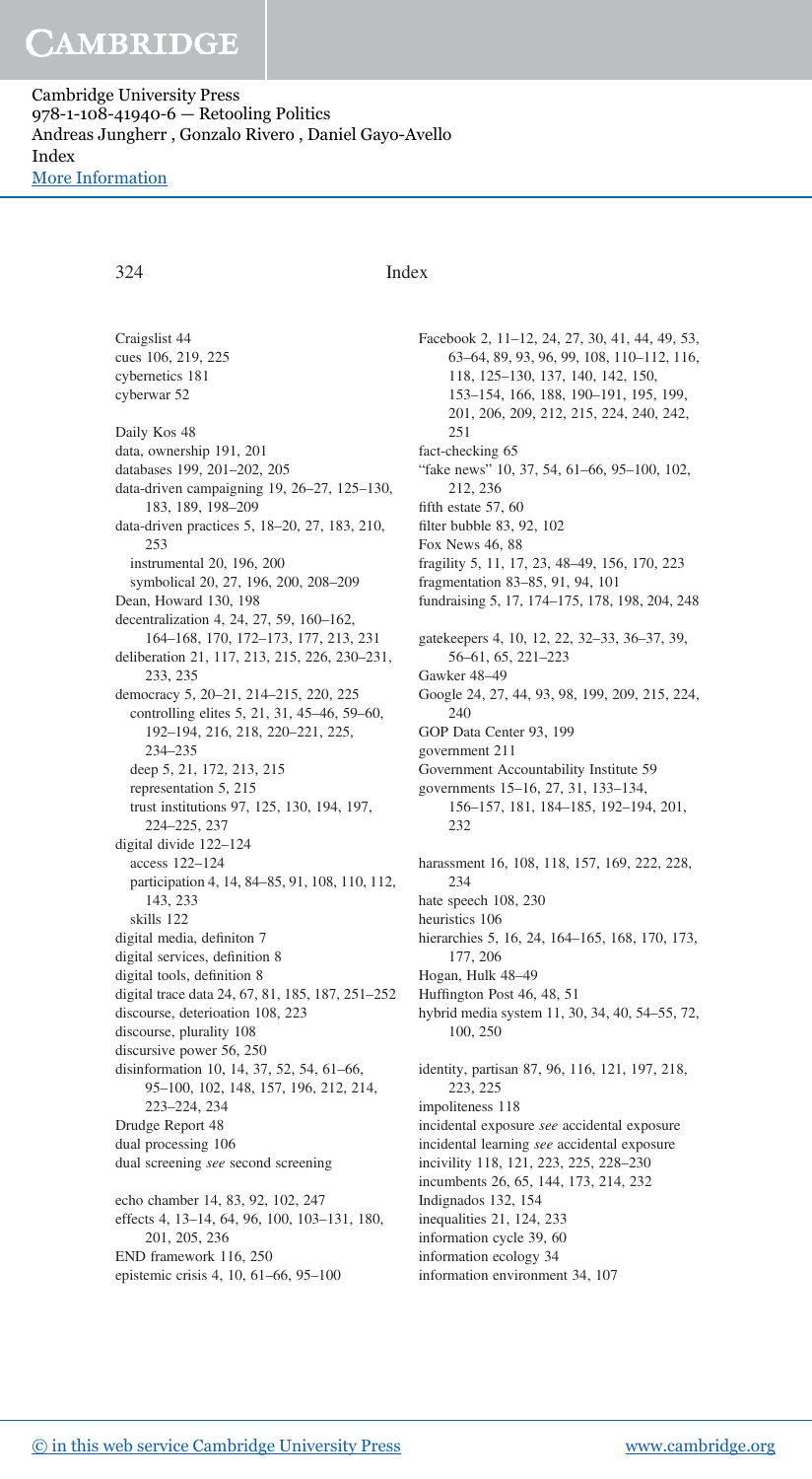Craigslist 44
cues 106, 219, 225
cybernetics 181
cyberwar 52

Daily Kos 48
data, ownership 191, 201
databases 199, 201–202, 205
data-driven campaigning 19, 26–27, 125–130, 183, 189, 198–209
data-driven practices 5, 18–20, 27, 183, 210, 253
  instrumental 20, 196, 200
  symbolical 20, 27, 196, 200, 208–209
Dean, Howard 130, 198
decentralization 4, 24, 27, 59, 160–162, 164–168, 170, 172–173, 177, 213, 231
deliberation 21, 117, 213, 215, 226, 230–231, 233, 235
democracy 5, 20–21, 214–215, 220, 225
  controlling elites 5, 21, 31, 45–46, 59–60, 192–194, 216, 218, 220–221, 225, 234–235
  deep 5, 21, 172, 213, 215
  representation 5, 215
  trust institutions 97, 125, 130, 194, 197, 224–225, 237
digital divide 122–124
  access 122–124
  participation 4, 14, 84–85, 91, 108, 110, 112, 143, 233
  skills 122
digital media, definiton 7
digital services, definition 8
digital tools, definition 8
digital trace data 24, 67, 81, 185, 187, 251–252
discourse, deterioation 108, 223
discourse, plurality 108
discursive power 56, 250
disinformation 10, 14, 37, 52, 54, 61–66, 95–100, 102, 148, 157, 196, 212, 214, 223–224, 234
Drudge Report 48
dual processing 106
dual screening *see* second screening

echo chamber 14, 83, 92, 102, 247
effects 4, 13–14, 64, 96, 100, 103–131, 180, 201, 205, 236
END framework 116, 250
epistemic crisis 4, 10, 61–66, 95–100

Facebook 2, 11–12, 24, 27, 30, 41, 44, 49, 53, 63–64, 89, 93, 96, 99, 108, 110–112, 116, 118, 125–130, 137, 140, 142, 150, 153–154, 166, 188, 190–191, 195, 199, 201, 206, 209, 212, 215, 224, 240, 242, 251
fact-checking 65
"fake news" 10, 37, 54, 61–66, 95–100, 102, 212, 236
fifth estate 57, 60
filter bubble 83, 92, 102
Fox News 46, 88
fragility 5, 11, 17, 23, 48–49, 156, 170, 223
fragmentation 83–85, 91, 94, 101
fundraising 5, 17, 174–175, 178, 198, 204, 248

gatekeepers 4, 10, 12, 22, 32–33, 36–37, 39, 56–61, 65, 221–223
Gawker 48–49
Google 24, 27, 44, 93, 98, 199, 209, 215, 224, 240
GOP Data Center 93, 199
Government Accountability Institute 59
government 211
governments 15–16, 27, 31, 133–134, 156–157, 181, 184–185, 192–194, 201, 232

harassment 16, 108, 118, 157, 169, 222, 228, 234
hate speech 108, 230
heuristics 106
hierarchies 5, 16, 24, 164–165, 168, 170, 173, 177, 206
Hogan, Hulk 48–49
Huffington Post 46, 48, 51
hybrid media system 11, 30, 34, 40, 54–55, 72, 100, 250

identity, partisan 87, 96, 116, 121, 197, 218, 223, 225
impoliteness 118
incidental exposure *see* accidental exposure
incidental learning *see* accidental exposure
incivility 118, 121, 223, 225, 228–230
incumbents 26, 65, 144, 173, 214, 232
Indignados 132, 154
inequalities 21, 124, 233
information cycle 39, 60
information ecology 34
information environment 34, 107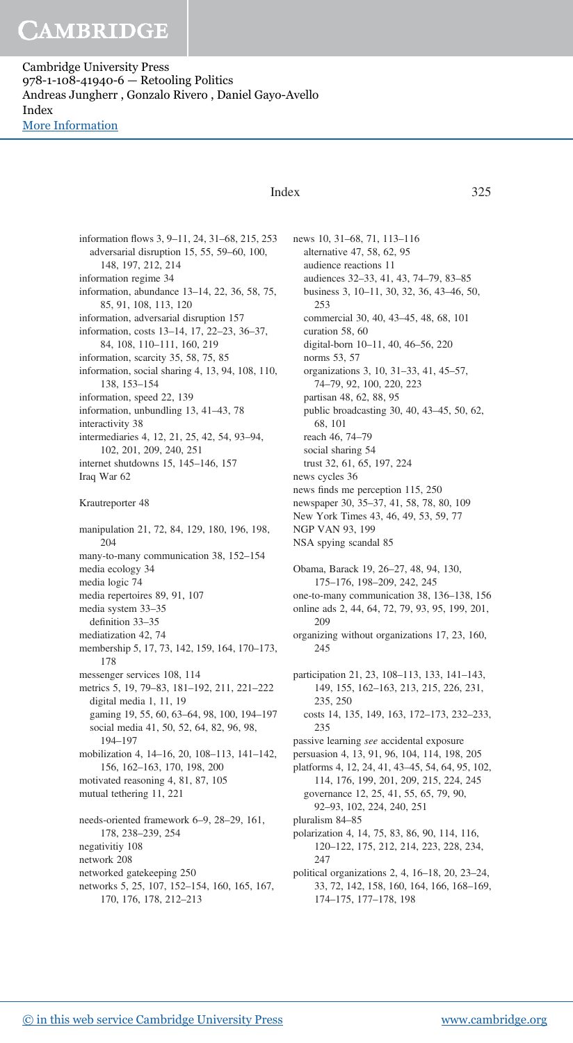information flows 3, 9–11, 24, 31–68, 215, 253
  adversarial disruption 15, 55, 59–60, 100, 148, 197, 212, 214
information regime 34
information, abundance 13–14, 22, 36, 58, 75, 85, 91, 108, 113, 120
information, adversarial disruption 157
information, costs 13–14, 17, 22–23, 36–37, 84, 108, 110–111, 160, 219
information, scarcity 35, 58, 75, 85
information, social sharing 4, 13, 94, 108, 110, 138, 153–154
information, speed 22, 139
information, unbundling 13, 41–43, 78
interactivity 38
intermediaries 4, 12, 21, 25, 42, 54, 93–94, 102, 201, 209, 240, 251
internet shutdowns 15, 145–146, 157
Iraq War 62

Krautreporter 48

manipulation 21, 72, 84, 129, 180, 196, 198, 204
many-to-many communication 38, 152–154
media ecology 34
media logic 74
media repertoires 89, 91, 107
media system 33–35
  definition 33–35
mediatization 42, 74
membership 5, 17, 73, 142, 159, 164, 170–173, 178
messenger services 108, 114
metrics 5, 19, 79–83, 181–192, 211, 221–222
  digital media 1, 11, 19
  gaming 19, 55, 60, 63–64, 98, 100, 194–197
  social media 41, 50, 52, 64, 82, 96, 98, 194–197
mobilization 4, 14–16, 20, 108–113, 141–142, 156, 162–163, 170, 198, 200
motivated reasoning 4, 81, 87, 105
mutual tethering 11, 221

needs-oriented framework 6–9, 28–29, 161, 178, 238–239, 254
negativitiy 108
network 208
networked gatekeeping 250
networks 5, 25, 107, 152–154, 160, 165, 167, 170, 176, 178, 212–213
news 10, 31–68, 71, 113–116
  alternative 47, 58, 62, 95
  audience reactions 11
  audiences 32–33, 41, 43, 74–79, 83–85
  business 3, 10–11, 30, 32, 36, 43–46, 50, 253
  commercial 30, 40, 43–45, 48, 68, 101
  curation 58, 60
  digital-born 10–11, 40, 46–56, 220
  norms 53, 57
  organizations 3, 10, 31–33, 41, 45–57, 74–79, 92, 100, 220, 223
  partisan 48, 62, 88, 95
  public broadcasting 30, 40, 43–45, 50, 62, 68, 101
  reach 46, 74–79
  social sharing 54
  trust 32, 61, 65, 197, 224
news cycles 36
news finds me perception 115, 250
newspaper 30, 35–37, 41, 58, 78, 80, 109
New York Times 43, 46, 49, 53, 59, 77
NGP VAN 93, 199
NSA spying scandal 85

Obama, Barack 19, 26–27, 48, 94, 130, 175–176, 198–209, 242, 245
one-to-many communication 38, 136–138, 156
online ads 2, 44, 64, 72, 79, 93, 95, 199, 201, 209
organizing without organizations 17, 23, 160, 245

participation 21, 23, 108–113, 133, 141–143, 149, 155, 162–163, 213, 215, 226, 231, 235, 250
  costs 14, 135, 149, 163, 172–173, 232–233, 235
passive learning *see* accidental exposure
persuasion 4, 13, 91, 96, 104, 114, 198, 205
platforms 4, 12, 24, 41, 43–45, 54, 64, 95, 102, 114, 176, 199, 201, 209, 215, 224, 245
  governance 12, 25, 41, 55, 65, 79, 90, 92–93, 102, 224, 240, 251
pluralism 84–85
polarization 4, 14, 75, 83, 86, 90, 114, 116, 120–122, 175, 212, 214, 223, 228, 234, 247
political organizations 2, 4, 16–18, 20, 23–24, 33, 72, 142, 158, 160, 164, 166, 168–169, 174–175, 177–178, 198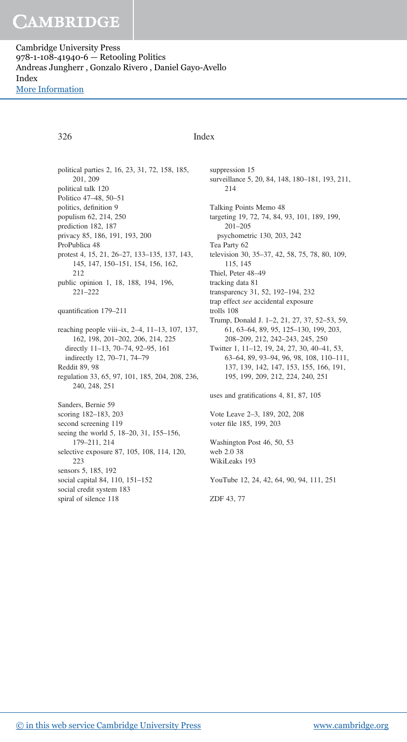political parties 2, 16, 23, 31, 72, 158, 185, 201, 209
political talk 120
Politico 47–48, 50–51
politics, definition 9
populism 62, 214, 250
prediction 182, 187
privacy 85, 186, 191, 193, 200
ProPublica 48
protest 4, 15, 21, 26–27, 133–135, 137, 143, 145, 147, 150–151, 154, 156, 162, 212
public opinion 1, 18, 188, 194, 196, 221–222

quantification 179–211

reaching people viii–ix, 2–4, 11–13, 107, 137, 162, 198, 201–202, 206, 214, 225
  directly 11–13, 70–74, 92–95, 161
  indirectly 12, 70–71, 74–79
Reddit 89, 98
regulation 33, 65, 97, 101, 185, 204, 208, 236, 240, 248, 251

Sanders, Bernie 59
scoring 182–183, 203
second screening 119
seeing the world 5, 18–20, 31, 155–156, 179–211, 214
selective exposure 87, 105, 108, 114, 120, 223
sensors 5, 185, 192
social capital 84, 110, 151–152
social credit system 183
spiral of silence 118
suppression 15
surveillance 5, 20, 84, 148, 180–181, 193, 211, 214

Talking Points Memo 48
targeting 19, 72, 74, 84, 93, 101, 189, 199, 201–205
  psychometric 130, 203, 242
Tea Party 62
television 30, 35–37, 42, 58, 75, 78, 80, 109, 115, 145
Thiel, Peter 48–49
tracking data 81
transparency 31, 52, 192–194, 232
trap effect *see* accidental exposure
trolls 108
Trump, Donald J. 1–2, 21, 27, 37, 52–53, 59, 61, 63–64, 89, 95, 125–130, 199, 203, 208–209, 212, 242–243, 245, 250
Twitter 1, 11–12, 19, 24, 27, 30, 40–41, 53, 63–64, 89, 93–94, 96, 98, 108, 110–111, 137, 139, 142, 147, 153, 155, 166, 191, 195, 199, 209, 212, 224, 240, 251

uses and gratifications 4, 81, 87, 105

Vote Leave 2–3, 189, 202, 208
voter file 185, 199, 203

Washington Post 46, 50, 53
web 2.0 38
WikiLeaks 193

YouTube 12, 24, 42, 64, 90, 94, 111, 251

ZDF 43, 77